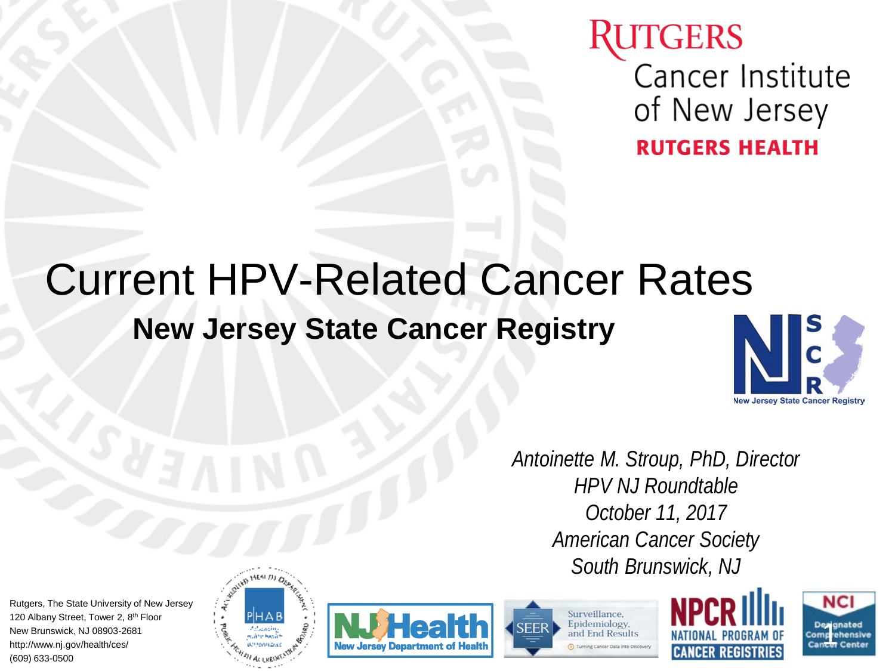Rutgers Cancer Institute of New Jersey
RUTGERS HEALTH

# Current HPV-Related Cancer Rates

## New Jersey State Cancer Registry

*Antoinette M. Stroup, PhD, Director*
*HPV NJ Roundtable*
*October 11, 2017*
*American Cancer Society*
*South Brunswick, NJ*

Rutgers, The State University of New Jersey
120 Albany Street, Tower 2, 8th Floor
New Brunswick, NJ 08903-2681
http://www.nj.gov/health/ces/
(609) 633-0500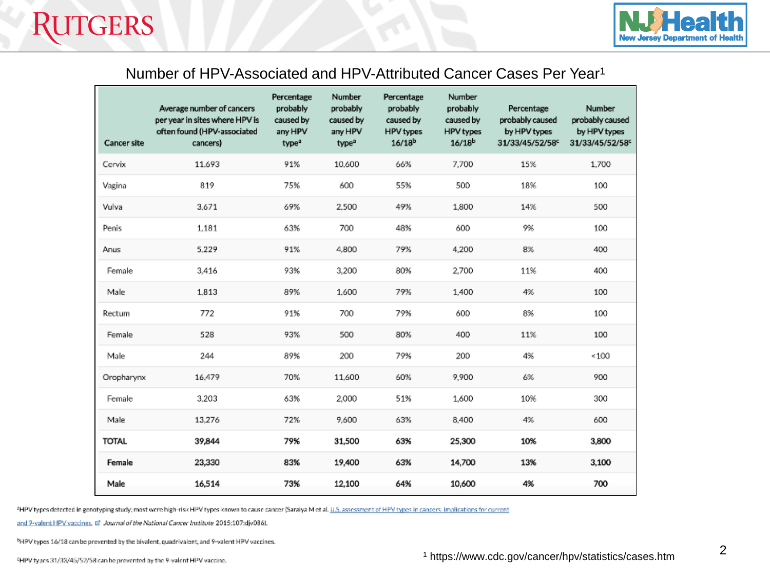## Number of HPV-Associated and HPV-Attributed Cancer Cases Per Year[1]

| Cancer site | Average number of cancers per year in sites where HPV is often found (HPV-associated cancers) | Percentage probably caused by any HPV type[a] | Number probably caused by any HPV type[a] | Percentage probably caused by HPV types 16/18[b] | Number probably caused by HPV types 16/18[b] | Percentage probably caused by HPV types 31/33/45/52/58[c] | Number probably caused by HPV types 31/33/45/52/58[c] |
|---|---|---|---|---|---|---|---|
| Cervix | 11,693 | 91% | 10,600 | 66% | 7,700 | 15% | 1,700 |
| Vagina | 819 | 75% | 600 | 55% | 500 | 18% | 100 |
| Vulva | 3,671 | 69% | 2,500 | 49% | 1,800 | 14% | 500 |
| Penis | 1,181 | 63% | 700 | 48% | 600 | 9% | 100 |
| Anus | 5,229 | 91% | 4,800 | 79% | 4,200 | 8% | 400 |
| Female | 3,416 | 93% | 3,200 | 80% | 2,700 | 11% | 400 |
| Male | 1,813 | 89% | 1,600 | 79% | 1,400 | 4% | 100 |
| Rectum | 772 | 91% | 700 | 79% | 600 | 8% | 100 |
| Female | 528 | 93% | 500 | 80% | 400 | 11% | 100 |
| Male | 244 | 89% | 200 | 79% | 200 | 4% | <100 |
| Oropharynx | 16,479 | 70% | 11,600 | 60% | 9,900 | 6% | 900 |
| Female | 3,203 | 63% | 2,000 | 51% | 1,600 | 10% | 300 |
| Male | 13,276 | 72% | 9,600 | 63% | 8,400 | 4% | 600 |
| **TOTAL** | **39,844** | **79%** | **31,500** | **63%** | **25,300** | **10%** | **3,800** |
| **Female** | **23,330** | **83%** | **19,400** | **63%** | **14,700** | **13%** | **3,100** |
| **Male** | **16,514** | **73%** | **12,100** | **64%** | **10,600** | **4%** | **700** |

[a]HPV types detected in genotyping study; most were high-risk HPV types known to cause cancer (Saraiya M et al. U.S. assessment of HPV types in cancers: implications for current and 9-valent HPV vaccines. *Journal of the National Cancer Institute* 2015;107:djv086).

[b]HPV types 16/18 can be prevented by the bivalent, quadrivalent, and 9-valent HPV vaccines.

[c]HPV types 31/33/45/52/58 can be prevented by the 9-valent HPV vaccine.

[1] https://www.cdc.gov/cancer/hpv/statistics/cases.htm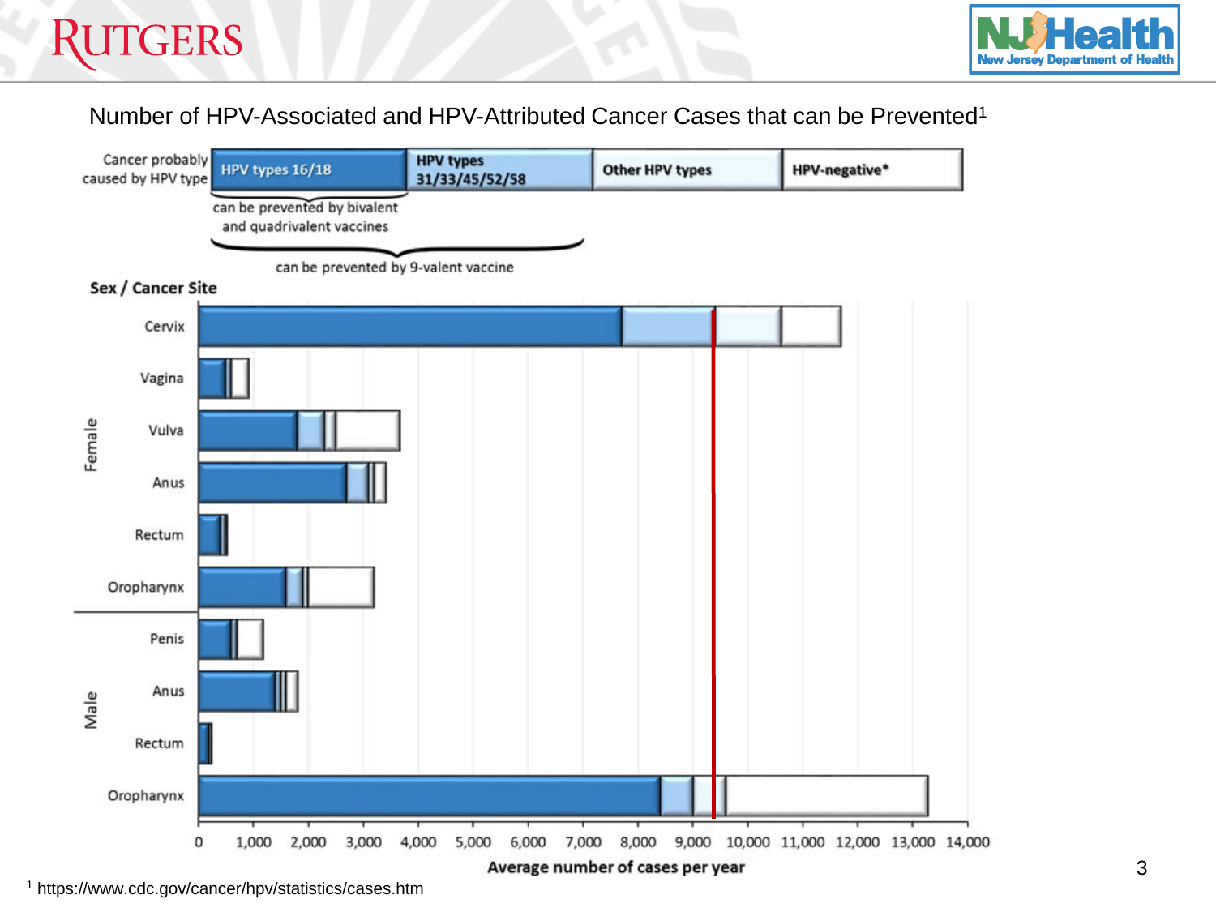Number of HPV-Associated and HPV-Attributed Cancer Cases that can be Prevented[1]

Cancer probably caused by HPV type: HPV types 16/18 | HPV types 31/33/45/52/58 | Other HPV types | HPV-negative*

can be prevented by bivalent and quadrivalent vaccines

can be prevented by 9-valent vaccine

**Sex / Cancer Site**

Female: Cervix, Vagina, Vulva, Anus, Rectum, Oropharynx

Male: Penis, Anus, Rectum, Oropharynx

0 1,000 2,000 3,000 4,000 5,000 6,000 7,000 8,000 9,000 10,000 11,000 12,000 13,000 14,000

**Average number of cases per year**

[1] https://www.cdc.gov/cancer/hpv/statistics/cases.htm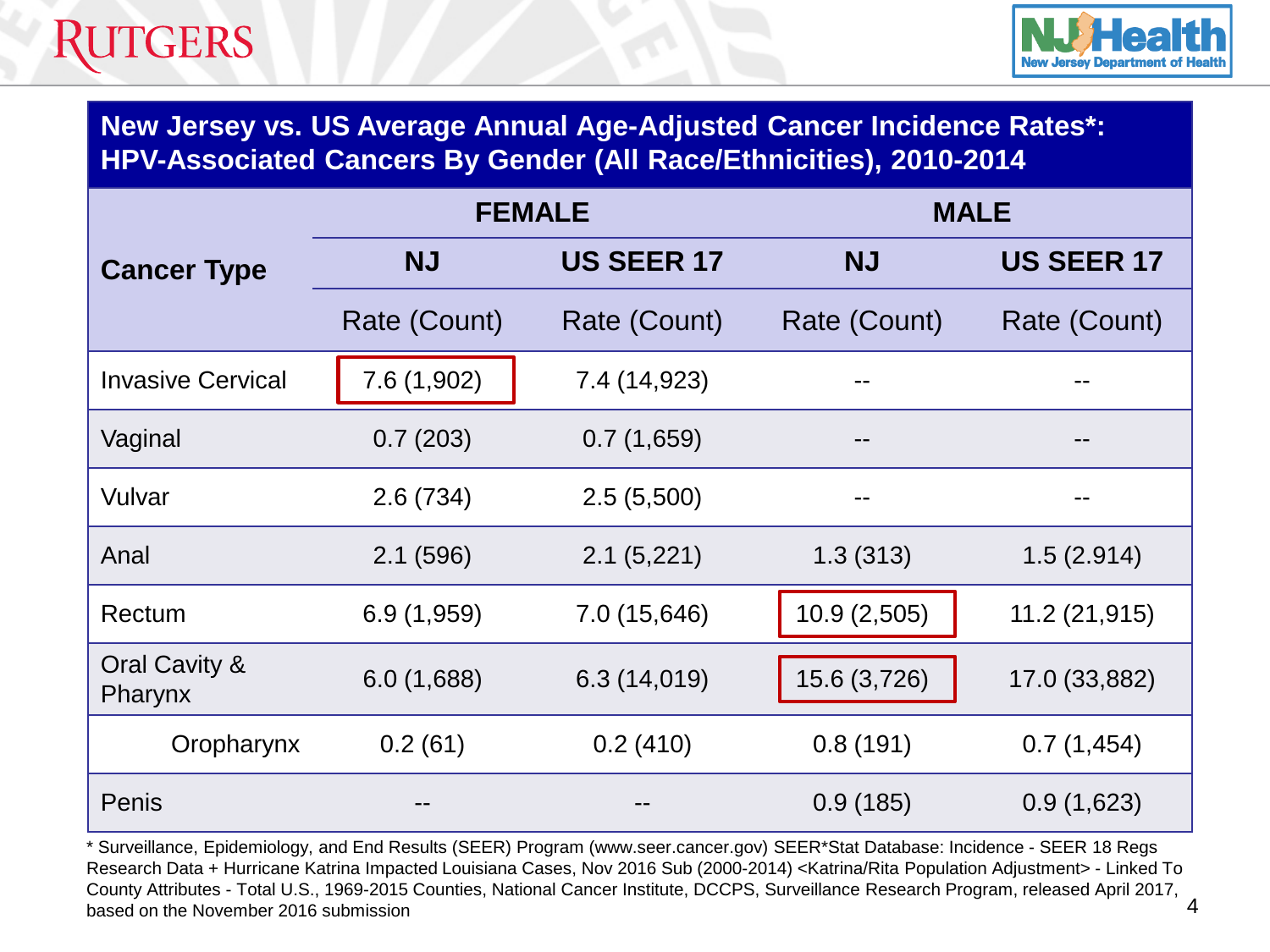## New Jersey vs. US Average Annual Age-Adjusted Cancer Incidence Rates*: HPV-Associated Cancers By Gender (All Race/Ethnicities), 2010-2014

| Cancer Type | FEMALE | | MALE | |
|---|---|---|---|---|
| | NJ | US SEER 17 | NJ | US SEER 17 |
| | Rate (Count) | Rate (Count) | Rate (Count) | Rate (Count) |
| Invasive Cervical | 7.6 (1,902) | 7.4 (14,923) | -- | -- |
| Vaginal | 0.7 (203) | 0.7 (1,659) | -- | -- |
| Vulvar | 2.6 (734) | 2.5 (5,500) | -- | -- |
| Anal | 2.1 (596) | 2.1 (5,221) | 1.3 (313) | 1.5 (2.914) |
| Rectum | 6.9 (1,959) | 7.0 (15,646) | 10.9 (2,505) | 11.2 (21,915) |
| Oral Cavity & Pharynx | 6.0 (1,688) | 6.3 (14,019) | 15.6 (3,726) | 17.0 (33,882) |
| Oropharynx | 0.2 (61) | 0.2 (410) | 0.8 (191) | 0.7 (1,454) |
| Penis | -- | -- | 0.9 (185) | 0.9 (1,623) |

* Surveillance, Epidemiology, and End Results (SEER) Program (www.seer.cancer.gov) SEER*Stat Database: Incidence - SEER 18 Regs Research Data + Hurricane Katrina Impacted Louisiana Cases, Nov 2016 Sub (2000-2014) <Katrina/Rita Population Adjustment> - Linked To County Attributes - Total U.S., 1969-2015 Counties, National Cancer Institute, DCCPS, Surveillance Research Program, released April 2017, based on the November 2016 submission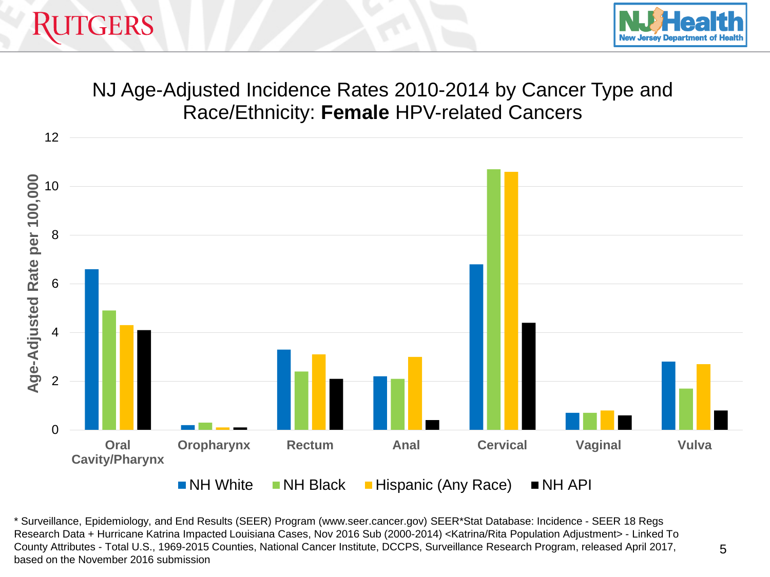# NJ Age-Adjusted Incidence Rates 2010-2014 by Cancer Type and Race/Ethnicity: **Female** HPV-related Cancers

* Surveillance, Epidemiology, and End Results (SEER) Program (www.seer.cancer.gov) SEER*Stat Database: Incidence - SEER 18 Regs Research Data + Hurricane Katrina Impacted Louisiana Cases, Nov 2016 Sub (2000-2014) <Katrina/Rita Population Adjustment> - Linked To County Attributes - Total U.S., 1969-2015 Counties, National Cancer Institute, DCCPS, Surveillance Research Program, released April 2017, based on the November 2016 submission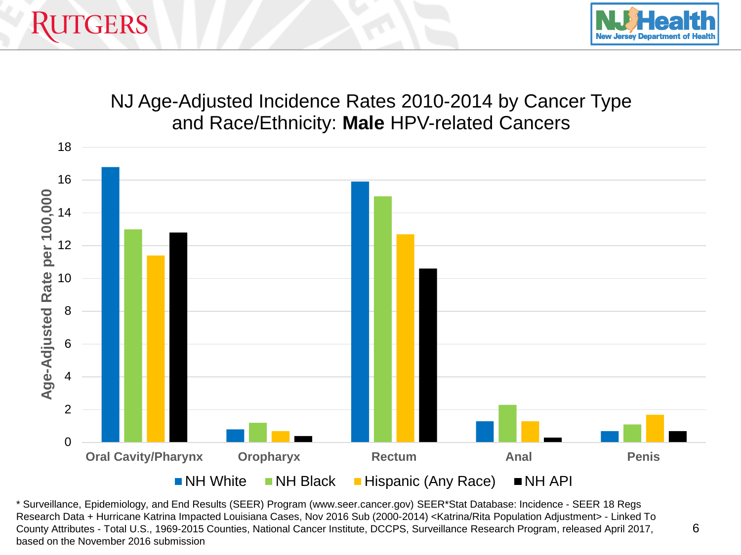# NJ Age-Adjusted Incidence Rates 2010-2014 by Cancer Type and Race/Ethnicity: **Male** HPV-related Cancers

Age-Adjusted Rate per 100,000

| Cancer Type | NH White | NH Black | Hispanic (Any Race) | NH API |
|---|---|---|---|---|
| Oral Cavity/Pharynx | 16.8 | 13.0 | 11.4 | 12.8 |
| Oropharyx | 0.8 | 1.2 | 0.7 | 0.4 |
| Rectum | 15.9 | 15.0 | 12.7 | 10.6 |
| Anal | 1.3 | 2.3 | 1.3 | 0.3 |
| Penis | 0.7 | 1.1 | 1.7 | 0.7 |

\* Surveillance, Epidemiology, and End Results (SEER) Program (www.seer.cancer.gov) SEER*Stat Database: Incidence - SEER 18 Regs Research Data + Hurricane Katrina Impacted Louisiana Cases, Nov 2016 Sub (2000-2014) <Katrina/Rita Population Adjustment> - Linked To County Attributes - Total U.S., 1969-2015 Counties, National Cancer Institute, DCCPS, Surveillance Research Program, released April 2017, based on the November 2016 submission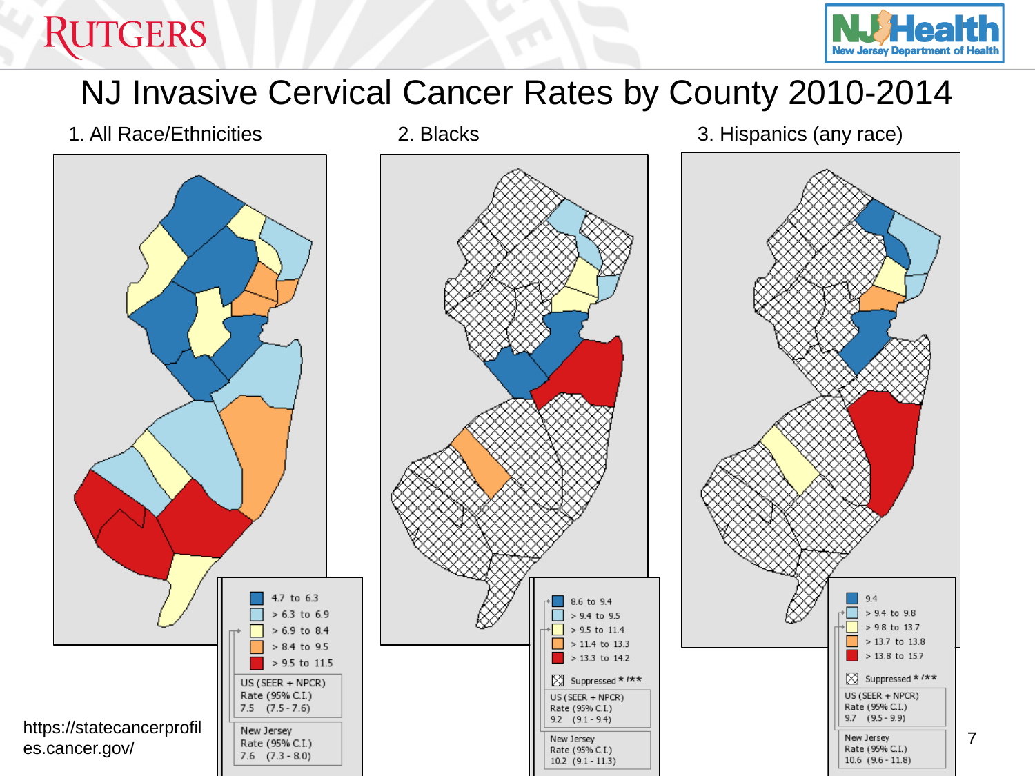# NJ Invasive Cervical Cancer Rates by County 2010-2014

## 1. All Race/Ethnicities

- 4.7 to 6.3
- > 6.3 to 6.9
- > 6.9 to 8.4
- > 8.4 to 9.5
- > 9.5 to 11.5

US (SEER + NPCR)
Rate (95% C.I.)
7.5 (7.5 - 7.6)

New Jersey
Rate (95% C.I.)
7.6 (7.3 - 8.0)

## 2. Blacks

- 8.6 to 9.4
- > 9.4 to 9.5
- > 9.5 to 11.4
- > 11.4 to 13.3
- > 13.3 to 14.2
- Suppressed * /**

US (SEER + NPCR)
Rate (95% C.I.)
9.2 (9.1 - 9.4)

New Jersey
Rate (95% C.I.)
10.2 (9.1 - 11.3)

## 3. Hispanics (any race)

- 9.4
- > 9.4 to 9.8
- > 9.8 to 13.7
- > 13.7 to 13.8
- > 13.8 to 15.7
- Suppressed * /**

US (SEER + NPCR)
Rate (95% C.I.)
9.7 (9.5 - 9.9)

New Jersey
Rate (95% C.I.)
10.6 (9.6 - 11.8)

https://statecancerprofiles.cancer.gov/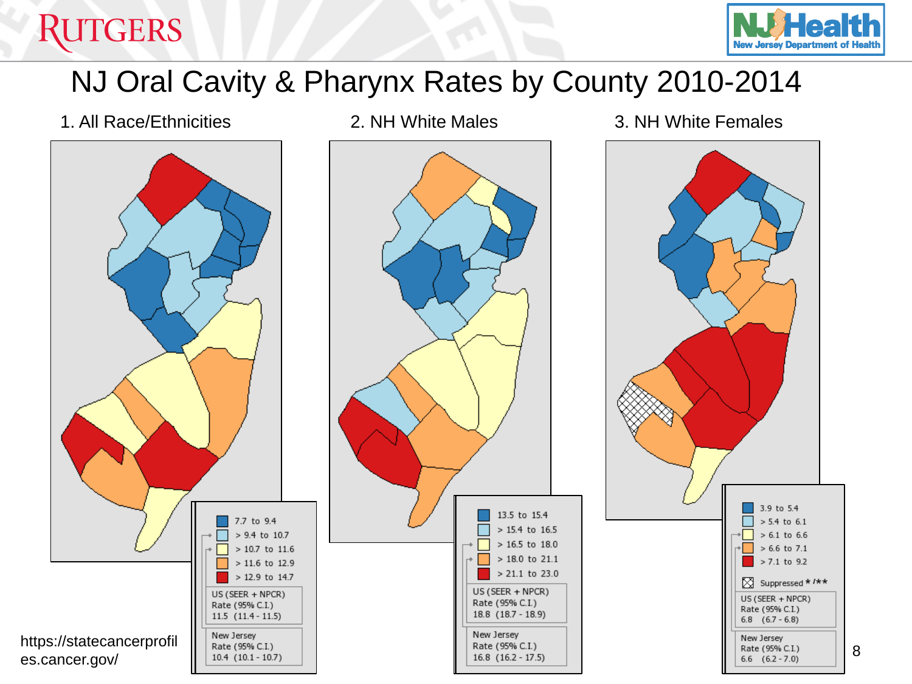# NJ Oral Cavity & Pharynx Rates by County 2010-2014

## 1. All Race/Ethnicities

| Legend |
|---|
| 7.7 to 9.4 |
| > 9.4 to 10.7 |
| > 10.7 to 11.6 |
| > 11.6 to 12.9 |
| > 12.9 to 14.7 |

US (SEER + NPCR)
Rate (95% C.I.)
11.5 (11.4 - 11.5)

New Jersey
Rate (95% C.I.)
10.4 (10.1 - 10.7)

## 2. NH White Males

| Legend |
|---|
| 13.5 to 15.4 |
| > 15.4 to 16.5 |
| > 16.5 to 18.0 |
| > 18.0 to 21.1 |
| > 21.1 to 23.0 |

US (SEER + NPCR)
Rate (95% C.I.)
18.8 (18.7 - 18.9)

New Jersey
Rate (95% C.I.)
16.8 (16.2 - 17.5)

## 3. NH White Females

| Legend |
|---|
| 3.9 to 5.4 |
| > 5.4 to 6.1 |
| > 6.1 to 6.6 |
| > 6.6 to 7.1 |
| > 7.1 to 9.2 |
| Suppressed * /** |

US (SEER + NPCR)
Rate (95% C.I.)
6.8 (6.7 - 6.8)

New Jersey
Rate (95% C.I.)
6.6 (6.2 - 7.0)

https://statecancerprofiles.cancer.gov/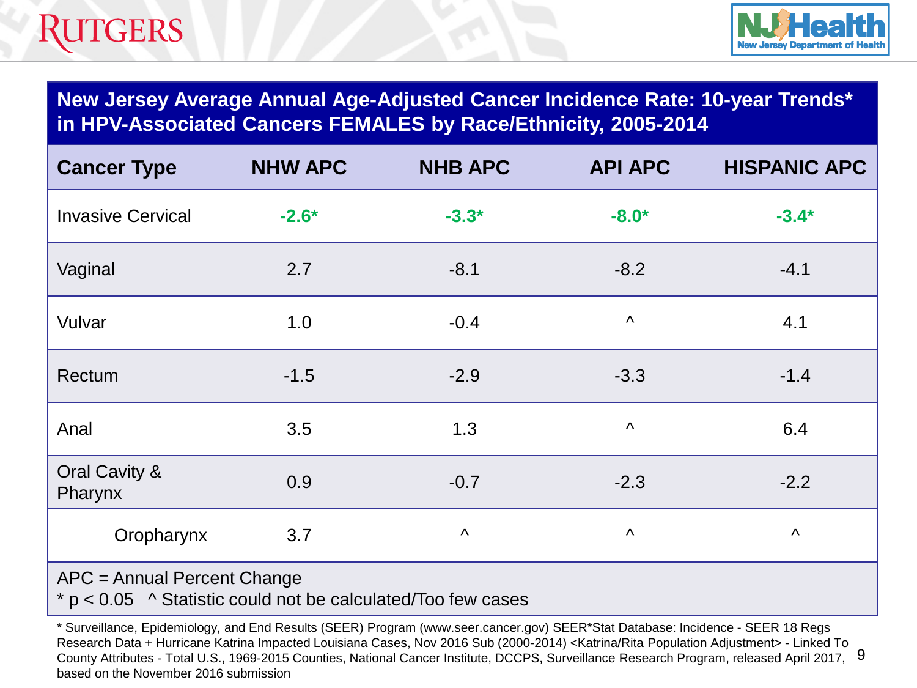## New Jersey Average Annual Age-Adjusted Cancer Incidence Rate: 10-year Trends* in HPV-Associated Cancers FEMALES by Race/Ethnicity, 2005-2014

| Cancer Type | NHW APC | NHB APC | API APC | HISPANIC APC |
|---|---|---|---|---|
| Invasive Cervical | **-2.6*** | **-3.3*** | **-8.0*** | **-3.4*** |
| Vaginal | 2.7 | -8.1 | -8.2 | -4.1 |
| Vulvar | 1.0 | -0.4 | ^ | 4.1 |
| Rectum | -1.5 | -2.9 | -3.3 | -1.4 |
| Anal | 3.5 | 1.3 | ^ | 6.4 |
| Oral Cavity & Pharynx | 0.9 | -0.7 | -2.3 | -2.2 |
| Oropharynx | 3.7 | ^ | ^ | ^ |

APC = Annual Percent Change
* $p < 0.05$ ^ Statistic could not be calculated/Too few cases

* Surveillance, Epidemiology, and End Results (SEER) Program (www.seer.cancer.gov) SEER*Stat Database: Incidence - SEER 18 Regs Research Data + Hurricane Katrina Impacted Louisiana Cases, Nov 2016 Sub (2000-2014) <Katrina/Rita Population Adjustment> - Linked To County Attributes - Total U.S., 1969-2015 Counties, National Cancer Institute, DCCPS, Surveillance Research Program, released April 2017, based on the November 2016 submission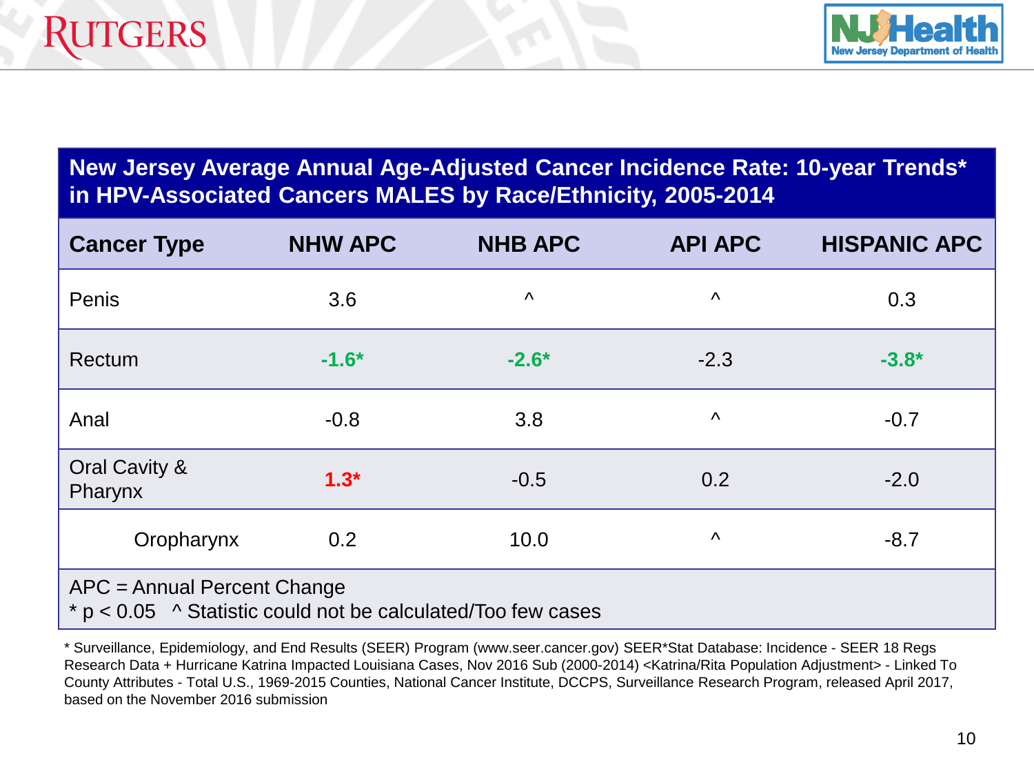## New Jersey Average Annual Age-Adjusted Cancer Incidence Rate: 10-year Trends* in HPV-Associated Cancers MALES by Race/Ethnicity, 2005-2014

| Cancer Type | NHW APC | NHB APC | API APC | HISPANIC APC |
|---|---|---|---|---|
| Penis | 3.6 | ^ | ^ | 0.3 |
| Rectum | **-1.6*** | **-2.6*** | -2.3 | **-3.8*** |
| Anal | -0.8 | 3.8 | ^ | -0.7 |
| Oral Cavity & Pharynx | **1.3*** | -0.5 | 0.2 | -2.0 |
| Oropharynx | 0.2 | 10.0 | ^ | -8.7 |

APC = Annual Percent Change
* $p < 0.05$ ^ Statistic could not be calculated/Too few cases

* Surveillance, Epidemiology, and End Results (SEER) Program (www.seer.cancer.gov) SEER*Stat Database: Incidence - SEER 18 Regs Research Data + Hurricane Katrina Impacted Louisiana Cases, Nov 2016 Sub (2000-2014) <Katrina/Rita Population Adjustment> - Linked To County Attributes - Total U.S., 1969-2015 Counties, National Cancer Institute, DCCPS, Surveillance Research Program, released April 2017, based on the November 2016 submission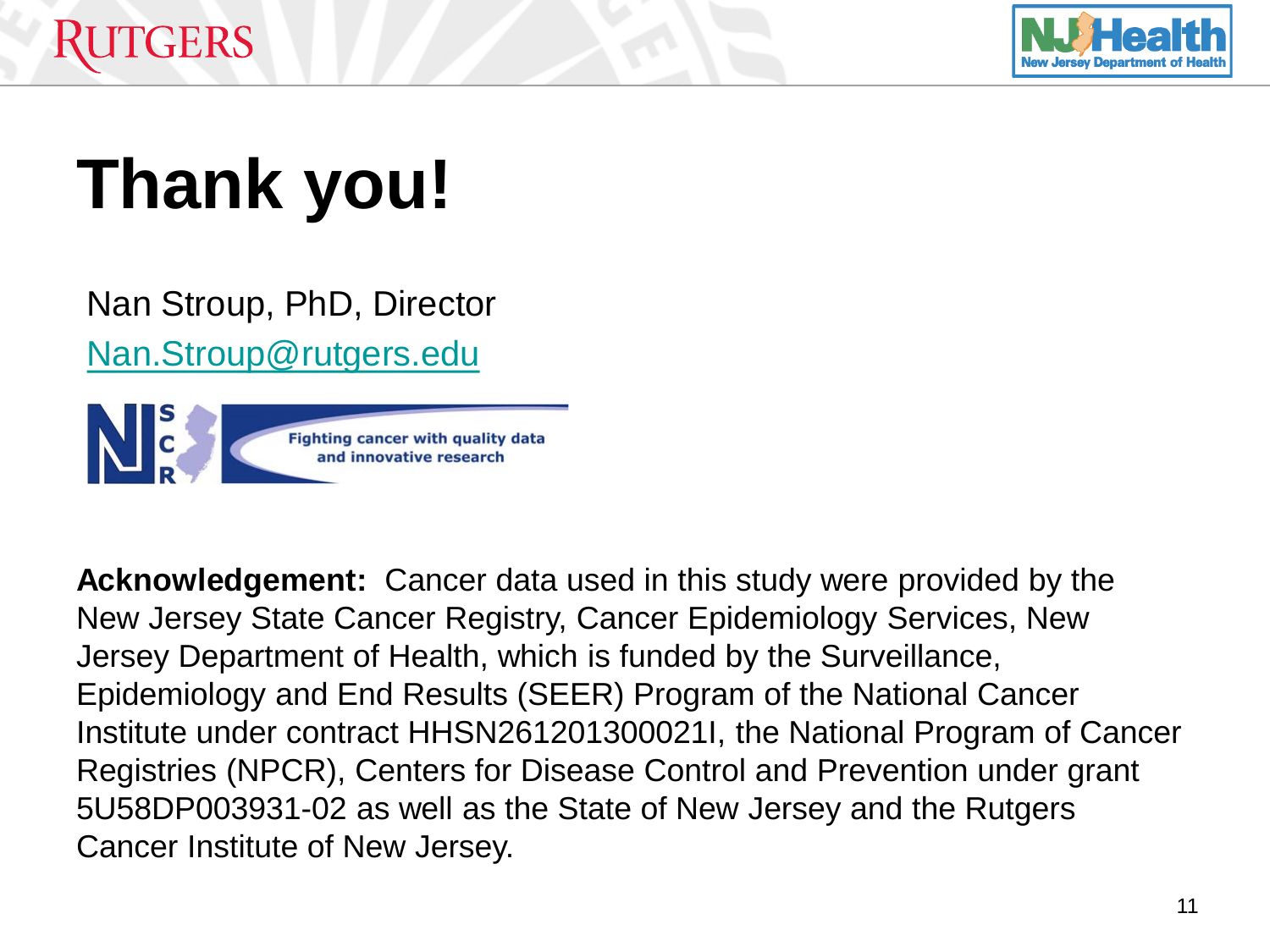# Thank you!

Nan Stroup, PhD, Director

Nan.Stroup@rutgers.edu

Fighting cancer with quality data and innovative research

**Acknowledgement:** Cancer data used in this study were provided by the New Jersey State Cancer Registry, Cancer Epidemiology Services, New Jersey Department of Health, which is funded by the Surveillance, Epidemiology and End Results (SEER) Program of the National Cancer Institute under contract HHSN261201300021I, the National Program of Cancer Registries (NPCR), Centers for Disease Control and Prevention under grant 5U58DP003931-02 as well as the State of New Jersey and the Rutgers Cancer Institute of New Jersey.